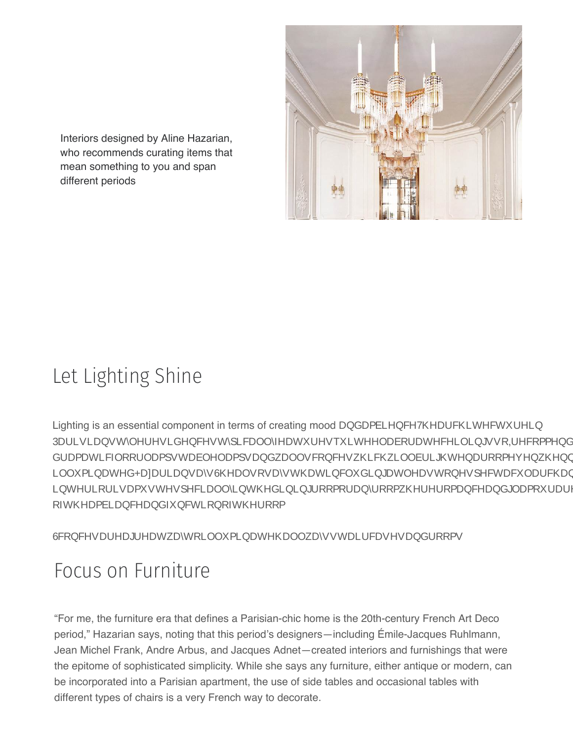Interiors designed by Aline Hazarian, who recommends curating items that mean something to you and span different periods

## Let Lighting Shine

Lighting is an essential component in terms of creating mood DQGDPELHQFH7KHDUFKLWHFWXUHLQ 3DULVLDQVW\OHUHVLGHQFHVW\SLFDOO\IHDWXUHVTXLWHHODERUDWHFHLOLQJVVR,UHFRPPHQG GUDPDWLFIORRUODPSVWDEOHODPSVDQGZDOOVFRQFHVZKLFKZLOOEULJKWHQDURRPHYHQZKHQQ LOOXPLQDWHG+D]DULDQVD\V6KHDOVRVD\VWKDWLQFOXGLQJDWOHDVWRQHVSHFWDFXODUFKDQ LQWHULRULVDPXVWHVSHFLDOO\LQWKHGLQLQJURRPRUDQ\URRPZKHUHURPDQFHDQGJODPRXUDU RIWKHDPELDQFHDQGIXQFWLRQRIWKHURRP

6FRQFHVDUHDJUHDWZD\WRLOOXPLQDWHKDOOZD\VVWDLUFDVHVDQGURRPV

## Focus on Furniture

"For me, the furniture era that defines a Parisian-chic home is the 20th-century French Art Deco period," Hazarian says, noting that this period's designers—including Émile-Jacques Ruhlmann, Jean Michel Frank, Andre Arbus, and Jacques Adnet—created interiors and furnishings that were the epitome of sophisticated simplicity. While she says any furniture, either antique or modern, can be incorporated into a Parisian apartment, the use of side tables and occasional tables with different types of chairs is a very French way to decorate.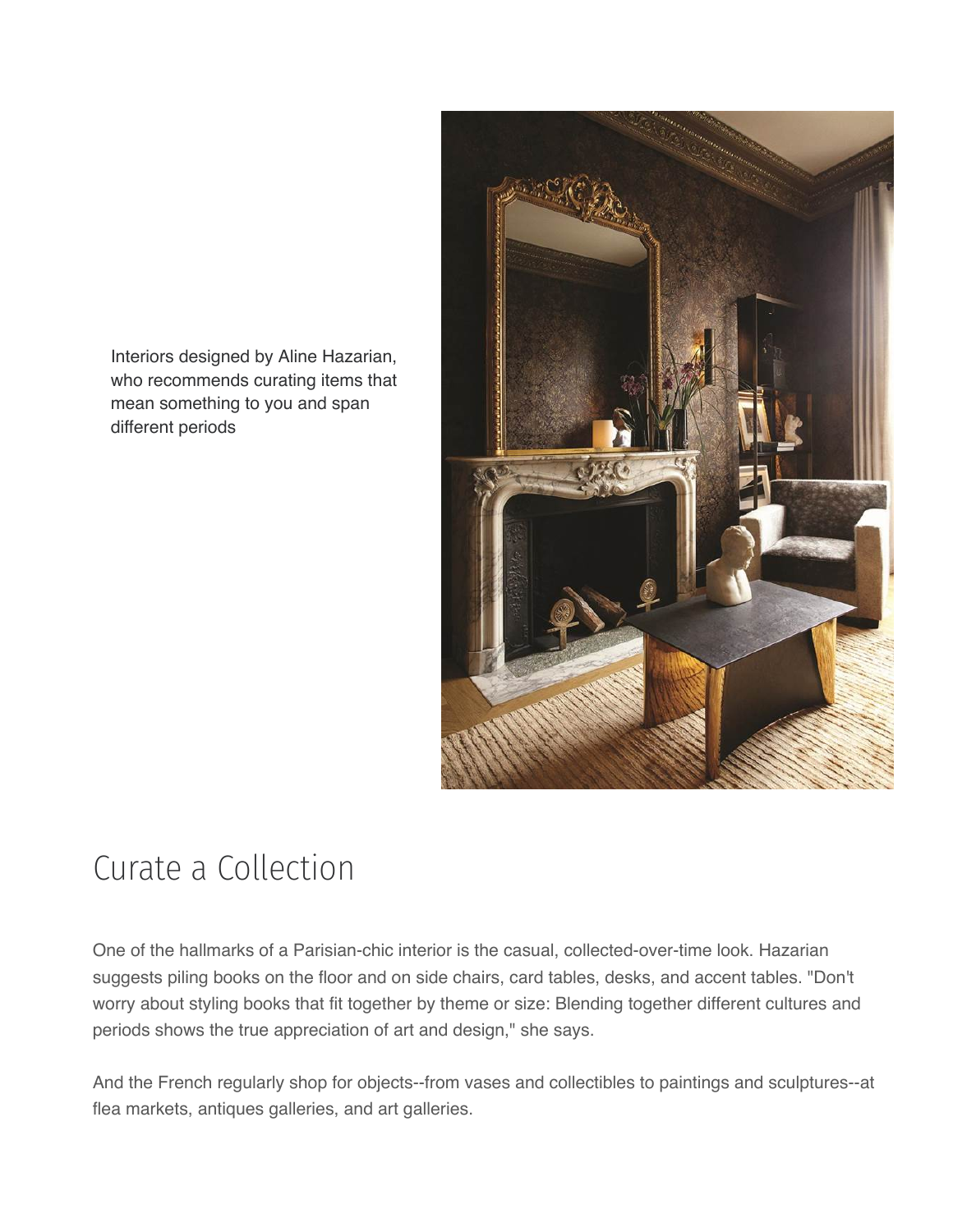Interiors designed by Aline Hazarian, who recommends curating items that mean something to you and span different periods

## Curate a Collection

One of the hallmarks of a Parisian-chic interior is the casual, collected-over-time look. Hazarian suggests piling books on the floor and on side chairs, card tables, desks, and accent tables. "Don't worry about styling books that fit together by theme or size: Blending together different cultures and periods shows the true appreciation of art and design," she says.

And the French regularly shop for objects--from vases and collectibles to paintings and sculptures--at flea markets, antiques galleries, and art galleries.